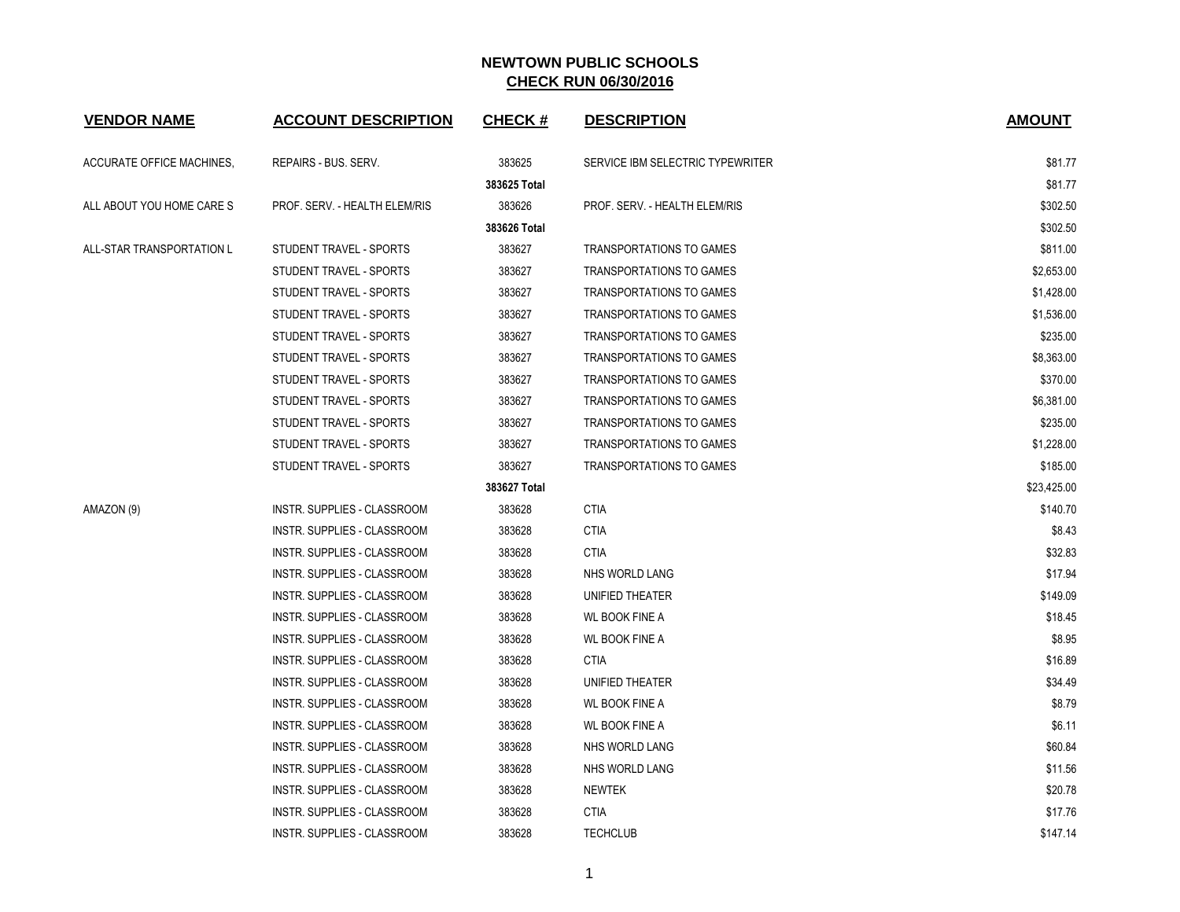# NEWTOWN PUBLIC SCHOOLS

## CHECK RUN 06/30/2016

| VENDOR NAME | ACCOUNT DESCRIPTION | CHECK # | DESCRIPTION | AMOUNT |
|---|---|---|---|---|
| ACCURATE OFFICE MACHINES, | REPAIRS - BUS. SERV. | 383625 | SERVICE IBM SELECTRIC TYPEWRITER | $81.77 |
| | | **383625 Total** | | $81.77 |
| ALL ABOUT YOU HOME CARE S | PROF. SERV. - HEALTH ELEM/RIS | 383626 | PROF. SERV. - HEALTH ELEM/RIS | $302.50 |
| | | **383626 Total** | | $302.50 |
| ALL-STAR TRANSPORTATION L | STUDENT TRAVEL - SPORTS | 383627 | TRANSPORTATIONS TO GAMES | $811.00 |
| | STUDENT TRAVEL - SPORTS | 383627 | TRANSPORTATIONS TO GAMES | $2,653.00 |
| | STUDENT TRAVEL - SPORTS | 383627 | TRANSPORTATIONS TO GAMES | $1,428.00 |
| | STUDENT TRAVEL - SPORTS | 383627 | TRANSPORTATIONS TO GAMES | $1,536.00 |
| | STUDENT TRAVEL - SPORTS | 383627 | TRANSPORTATIONS TO GAMES | $235.00 |
| | STUDENT TRAVEL - SPORTS | 383627 | TRANSPORTATIONS TO GAMES | $8,363.00 |
| | STUDENT TRAVEL - SPORTS | 383627 | TRANSPORTATIONS TO GAMES | $370.00 |
| | STUDENT TRAVEL - SPORTS | 383627 | TRANSPORTATIONS TO GAMES | $6,381.00 |
| | STUDENT TRAVEL - SPORTS | 383627 | TRANSPORTATIONS TO GAMES | $235.00 |
| | STUDENT TRAVEL - SPORTS | 383627 | TRANSPORTATIONS TO GAMES | $1,228.00 |
| | STUDENT TRAVEL - SPORTS | 383627 | TRANSPORTATIONS TO GAMES | $185.00 |
| | | **383627 Total** | | $23,425.00 |
| AMAZON (9) | INSTR. SUPPLIES - CLASSROOM | 383628 | CTIA | $140.70 |
| | INSTR. SUPPLIES - CLASSROOM | 383628 | CTIA | $8.43 |
| | INSTR. SUPPLIES - CLASSROOM | 383628 | CTIA | $32.83 |
| | INSTR. SUPPLIES - CLASSROOM | 383628 | NHS WORLD LANG | $17.94 |
| | INSTR. SUPPLIES - CLASSROOM | 383628 | UNIFIED THEATER | $149.09 |
| | INSTR. SUPPLIES - CLASSROOM | 383628 | WL BOOK FINE A | $18.45 |
| | INSTR. SUPPLIES - CLASSROOM | 383628 | WL BOOK FINE A | $8.95 |
| | INSTR. SUPPLIES - CLASSROOM | 383628 | CTIA | $16.89 |
| | INSTR. SUPPLIES - CLASSROOM | 383628 | UNIFIED THEATER | $34.49 |
| | INSTR. SUPPLIES - CLASSROOM | 383628 | WL BOOK FINE A | $8.79 |
| | INSTR. SUPPLIES - CLASSROOM | 383628 | WL BOOK FINE A | $6.11 |
| | INSTR. SUPPLIES - CLASSROOM | 383628 | NHS WORLD LANG | $60.84 |
| | INSTR. SUPPLIES - CLASSROOM | 383628 | NHS WORLD LANG | $11.56 |
| | INSTR. SUPPLIES - CLASSROOM | 383628 | NEWTEK | $20.78 |
| | INSTR. SUPPLIES - CLASSROOM | 383628 | CTIA | $17.76 |
| | INSTR. SUPPLIES - CLASSROOM | 383628 | TECHCLUB | $147.14 |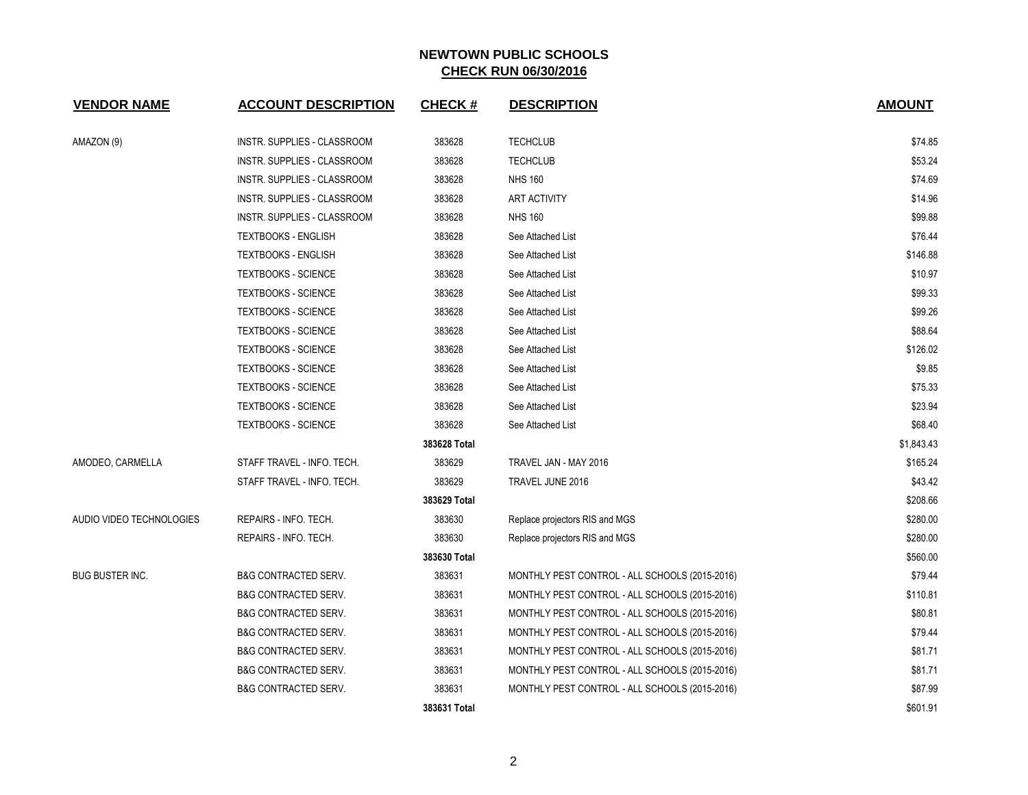## NEWTOWN PUBLIC SCHOOLS
## CHECK RUN 06/30/2016

| VENDOR NAME | ACCOUNT DESCRIPTION | CHECK # | DESCRIPTION | AMOUNT |
|---|---|---|---|---|
| AMAZON (9) | INSTR. SUPPLIES - CLASSROOM | 383628 | TECHCLUB | $74.85 |
| | INSTR. SUPPLIES - CLASSROOM | 383628 | TECHCLUB | $53.24 |
| | INSTR. SUPPLIES - CLASSROOM | 383628 | NHS 160 | $74.69 |
| | INSTR. SUPPLIES - CLASSROOM | 383628 | ART ACTIVITY | $14.96 |
| | INSTR. SUPPLIES - CLASSROOM | 383628 | NHS 160 | $99.88 |
| | TEXTBOOKS - ENGLISH | 383628 | See Attached List | $76.44 |
| | TEXTBOOKS - ENGLISH | 383628 | See Attached List | $146.88 |
| | TEXTBOOKS - SCIENCE | 383628 | See Attached List | $10.97 |
| | TEXTBOOKS - SCIENCE | 383628 | See Attached List | $99.33 |
| | TEXTBOOKS - SCIENCE | 383628 | See Attached List | $99.26 |
| | TEXTBOOKS - SCIENCE | 383628 | See Attached List | $88.64 |
| | TEXTBOOKS - SCIENCE | 383628 | See Attached List | $126.02 |
| | TEXTBOOKS - SCIENCE | 383628 | See Attached List | $9.85 |
| | TEXTBOOKS - SCIENCE | 383628 | See Attached List | $75.33 |
| | TEXTBOOKS - SCIENCE | 383628 | See Attached List | $23.94 |
| | TEXTBOOKS - SCIENCE | 383628 | See Attached List | $68.40 |
| | | **383628 Total** | | $1,843.43 |
| AMODEO, CARMELLA | STAFF TRAVEL - INFO. TECH. | 383629 | TRAVEL JAN - MAY 2016 | $165.24 |
| | STAFF TRAVEL - INFO. TECH. | 383629 | TRAVEL JUNE 2016 | $43.42 |
| | | **383629 Total** | | $208.66 |
| AUDIO VIDEO TECHNOLOGIES | REPAIRS - INFO. TECH. | 383630 | Replace projectors RIS and MGS | $280.00 |
| | REPAIRS - INFO. TECH. | 383630 | Replace projectors RIS and MGS | $280.00 |
| | | **383630 Total** | | $560.00 |
| BUG BUSTER INC. | B&G CONTRACTED SERV. | 383631 | MONTHLY PEST CONTROL - ALL SCHOOLS (2015-2016) | $79.44 |
| | B&G CONTRACTED SERV. | 383631 | MONTHLY PEST CONTROL - ALL SCHOOLS (2015-2016) | $110.81 |
| | B&G CONTRACTED SERV. | 383631 | MONTHLY PEST CONTROL - ALL SCHOOLS (2015-2016) | $80.81 |
| | B&G CONTRACTED SERV. | 383631 | MONTHLY PEST CONTROL - ALL SCHOOLS (2015-2016) | $79.44 |
| | B&G CONTRACTED SERV. | 383631 | MONTHLY PEST CONTROL - ALL SCHOOLS (2015-2016) | $81.71 |
| | B&G CONTRACTED SERV. | 383631 | MONTHLY PEST CONTROL - ALL SCHOOLS (2015-2016) | $81.71 |
| | B&G CONTRACTED SERV. | 383631 | MONTHLY PEST CONTROL - ALL SCHOOLS (2015-2016) | $87.99 |
| | | **383631 Total** | | $601.91 |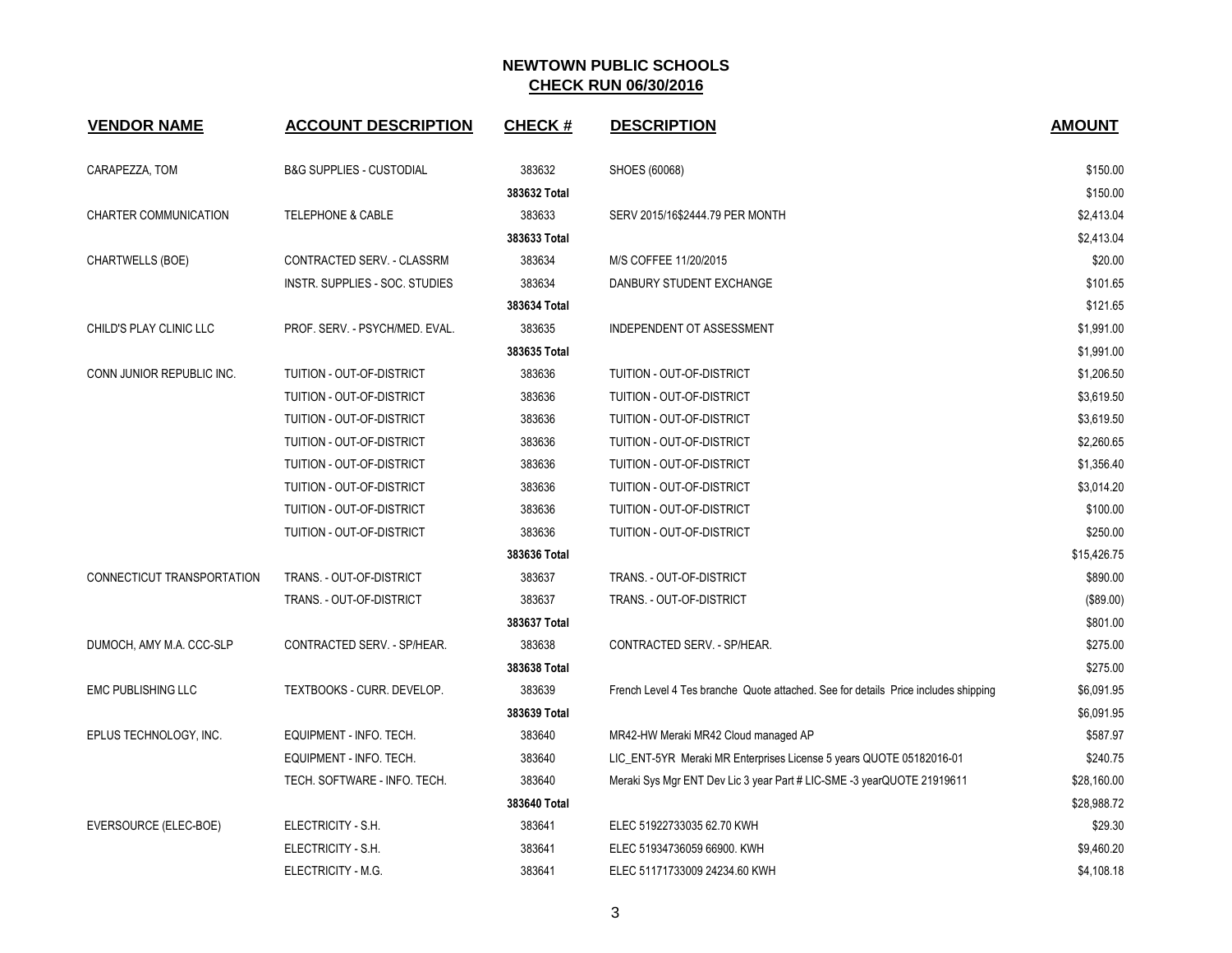# NEWTOWN PUBLIC SCHOOLS

## CHECK RUN 06/30/2016

| VENDOR NAME | ACCOUNT DESCRIPTION | CHECK # | DESCRIPTION | AMOUNT |
|---|---|---|---|---|
| CARAPEZZA, TOM | B&G SUPPLIES - CUSTODIAL | 383632 | SHOES (60068) | $150.00 |
| | | **383632 Total** | | $150.00 |
| CHARTER COMMUNICATION | TELEPHONE & CABLE | 383633 | SERV 2015/16$2444.79 PER MONTH | $2,413.04 |
| | | **383633 Total** | | $2,413.04 |
| CHARTWELLS (BOE) | CONTRACTED SERV. - CLASSRM | 383634 | M/S COFFEE 11/20/2015 | $20.00 |
| | INSTR. SUPPLIES - SOC. STUDIES | 383634 | DANBURY STUDENT EXCHANGE | $101.65 |
| | | **383634 Total** | | $121.65 |
| CHILD'S PLAY CLINIC LLC | PROF. SERV. - PSYCH/MED. EVAL. | 383635 | INDEPENDENT OT ASSESSMENT | $1,991.00 |
| | | **383635 Total** | | $1,991.00 |
| CONN JUNIOR REPUBLIC INC. | TUITION - OUT-OF-DISTRICT | 383636 | TUITION - OUT-OF-DISTRICT | $1,206.50 |
| | TUITION - OUT-OF-DISTRICT | 383636 | TUITION - OUT-OF-DISTRICT | $3,619.50 |
| | TUITION - OUT-OF-DISTRICT | 383636 | TUITION - OUT-OF-DISTRICT | $3,619.50 |
| | TUITION - OUT-OF-DISTRICT | 383636 | TUITION - OUT-OF-DISTRICT | $2,260.65 |
| | TUITION - OUT-OF-DISTRICT | 383636 | TUITION - OUT-OF-DISTRICT | $1,356.40 |
| | TUITION - OUT-OF-DISTRICT | 383636 | TUITION - OUT-OF-DISTRICT | $3,014.20 |
| | TUITION - OUT-OF-DISTRICT | 383636 | TUITION - OUT-OF-DISTRICT | $100.00 |
| | TUITION - OUT-OF-DISTRICT | 383636 | TUITION - OUT-OF-DISTRICT | $250.00 |
| | | **383636 Total** | | $15,426.75 |
| CONNECTICUT TRANSPORTATION | TRANS. - OUT-OF-DISTRICT | 383637 | TRANS. - OUT-OF-DISTRICT | $890.00 |
| | TRANS. - OUT-OF-DISTRICT | 383637 | TRANS. - OUT-OF-DISTRICT | ($89.00) |
| | | **383637 Total** | | $801.00 |
| DUMOCH, AMY M.A. CCC-SLP | CONTRACTED SERV. - SP/HEAR. | 383638 | CONTRACTED SERV. - SP/HEAR. | $275.00 |
| | | **383638 Total** | | $275.00 |
| EMC PUBLISHING LLC | TEXTBOOKS - CURR. DEVELOP. | 383639 | French Level 4 Tes branche Quote attached. See for details Price includes shipping | $6,091.95 |
| | | **383639 Total** | | $6,091.95 |
| EPLUS TECHNOLOGY, INC. | EQUIPMENT - INFO. TECH. | 383640 | MR42-HW Meraki MR42 Cloud managed AP | $587.97 |
| | EQUIPMENT - INFO. TECH. | 383640 | LIC_ENT-5YR Meraki MR Enterprises License 5 years QUOTE 05182016-01 | $240.75 |
| | TECH. SOFTWARE - INFO. TECH. | 383640 | Meraki Sys Mgr ENT Dev Lic 3 year Part # LIC-SME -3 yearQUOTE 21919611 | $28,160.00 |
| | | **383640 Total** | | $28,988.72 |
| EVERSOURCE (ELEC-BOE) | ELECTRICITY - S.H. | 383641 | ELEC 51922733035 62.70 KWH | $29.30 |
| | ELECTRICITY - S.H. | 383641 | ELEC 51934736059 66900. KWH | $9,460.20 |
| | ELECTRICITY - M.G. | 383641 | ELEC 51171733009 24234.60 KWH | $4,108.18 |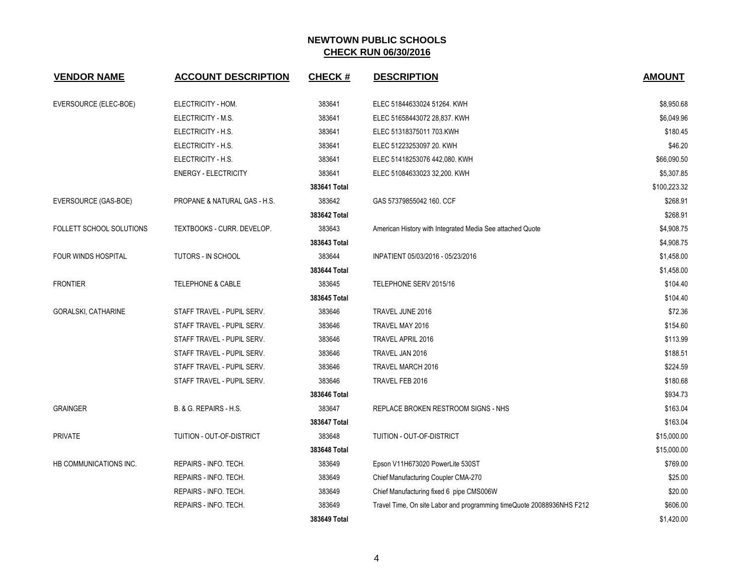# NEWTOWN PUBLIC SCHOOLS

## CHECK RUN 06/30/2016

| VENDOR NAME | ACCOUNT DESCRIPTION | CHECK # | DESCRIPTION | AMOUNT |
|---|---|---|---|---|
| EVERSOURCE (ELEC-BOE) | ELECTRICITY - HOM. | 383641 | ELEC 51844633024 51264. KWH | $8,950.68 |
| | ELECTRICITY - M.S. | 383641 | ELEC 51658443072 28,837. KWH | $6,049.96 |
| | ELECTRICITY - H.S. | 383641 | ELEC 51318375011 703.KWH | $180.45 |
| | ELECTRICITY - H.S. | 383641 | ELEC 51223253097 20. KWH | $46.20 |
| | ELECTRICITY - H.S. | 383641 | ELEC 51418253076 442,080. KWH | $66,090.50 |
| | ENERGY - ELECTRICITY | 383641 | ELEC 51084633023 32,200. KWH | $5,307.85 |
| | | **383641 Total** | | $100,223.32 |
| EVERSOURCE (GAS-BOE) | PROPANE & NATURAL GAS - H.S. | 383642 | GAS 57379855042 160. CCF | $268.91 |
| | | **383642 Total** | | $268.91 |
| FOLLETT SCHOOL SOLUTIONS | TEXTBOOKS - CURR. DEVELOP. | 383643 | American History with Integrated Media See attached Quote | $4,908.75 |
| | | **383643 Total** | | $4,908.75 |
| FOUR WINDS HOSPITAL | TUTORS - IN SCHOOL | 383644 | INPATIENT 05/03/2016 - 05/23/2016 | $1,458.00 |
| | | **383644 Total** | | $1,458.00 |
| FRONTIER | TELEPHONE & CABLE | 383645 | TELEPHONE SERV 2015/16 | $104.40 |
| | | **383645 Total** | | $104.40 |
| GORALSKI, CATHARINE | STAFF TRAVEL - PUPIL SERV. | 383646 | TRAVEL JUNE 2016 | $72.36 |
| | STAFF TRAVEL - PUPIL SERV. | 383646 | TRAVEL MAY 2016 | $154.60 |
| | STAFF TRAVEL - PUPIL SERV. | 383646 | TRAVEL APRIL 2016 | $113.99 |
| | STAFF TRAVEL - PUPIL SERV. | 383646 | TRAVEL JAN 2016 | $188.51 |
| | STAFF TRAVEL - PUPIL SERV. | 383646 | TRAVEL MARCH 2016 | $224.59 |
| | STAFF TRAVEL - PUPIL SERV. | 383646 | TRAVEL FEB 2016 | $180.68 |
| | | **383646 Total** | | $934.73 |
| GRAINGER | B. & G. REPAIRS - H.S. | 383647 | REPLACE BROKEN RESTROOM SIGNS - NHS | $163.04 |
| | | **383647 Total** | | $163.04 |
| PRIVATE | TUITION - OUT-OF-DISTRICT | 383648 | TUITION - OUT-OF-DISTRICT | $15,000.00 |
| | | **383648 Total** | | $15,000.00 |
| HB COMMUNICATIONS INC. | REPAIRS - INFO. TECH. | 383649 | Epson V11H673020 PowerLite 530ST | $769.00 |
| | REPAIRS - INFO. TECH. | 383649 | Chief Manufacturing Coupler CMA-270 | $25.00 |
| | REPAIRS - INFO. TECH. | 383649 | Chief Manufacturing fixed 6 pipe CMS006W | $20.00 |
| | REPAIRS - INFO. TECH. | 383649 | Travel Time, On site Labor and programming timeQuote 20088936NHS F212 | $606.00 |
| | | **383649 Total** | | $1,420.00 |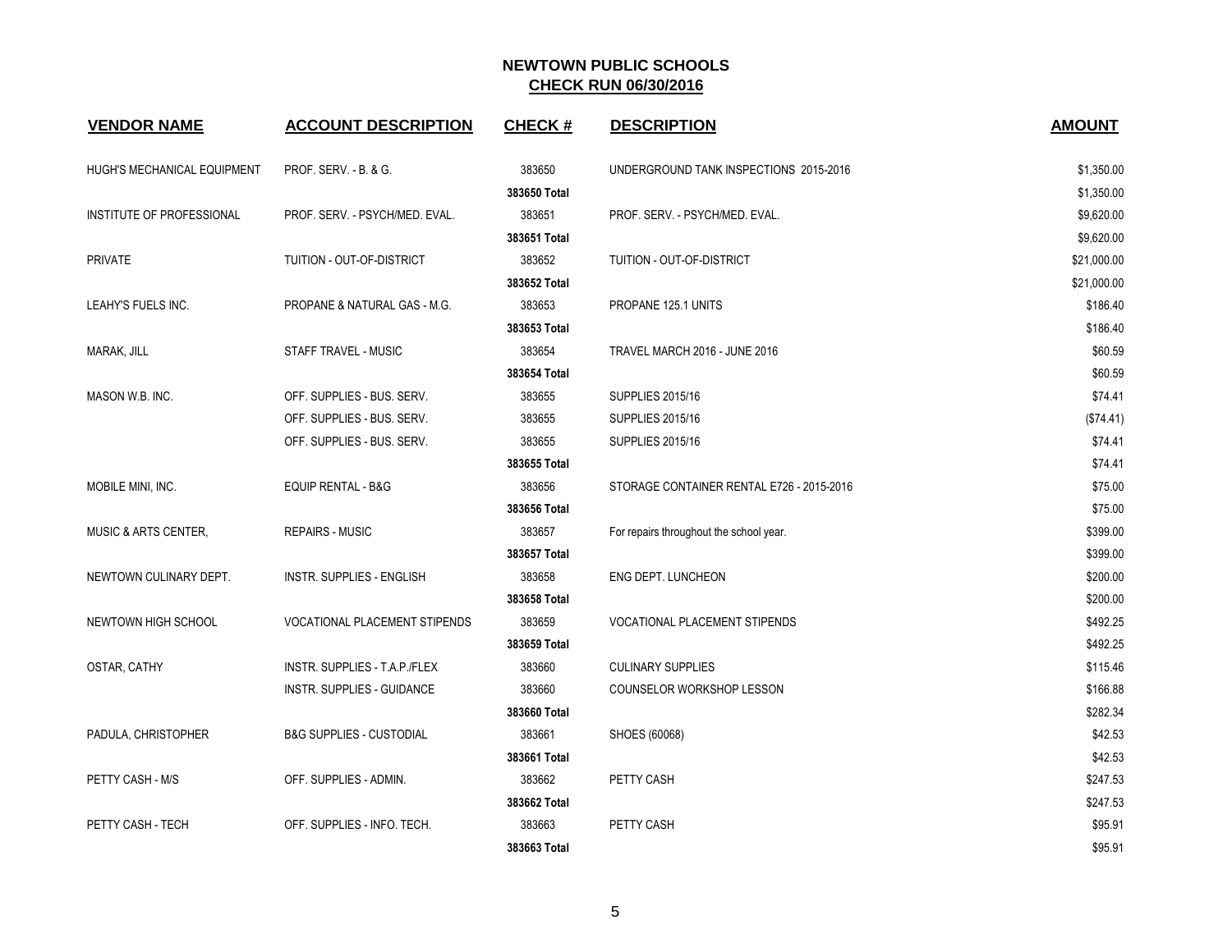# NEWTOWN PUBLIC SCHOOLS
## CHECK RUN 06/30/2016

| VENDOR NAME | ACCOUNT DESCRIPTION | CHECK # | DESCRIPTION | AMOUNT |
|---|---|---|---|---|
| HUGH'S MECHANICAL EQUIPMENT | PROF. SERV. - B. & G. | 383650 | UNDERGROUND TANK INSPECTIONS 2015-2016 | $1,350.00 |
| | | **383650 Total** | | $1,350.00 |
| INSTITUTE OF PROFESSIONAL | PROF. SERV. - PSYCH/MED. EVAL. | 383651 | PROF. SERV. - PSYCH/MED. EVAL. | $9,620.00 |
| | | **383651 Total** | | $9,620.00 |
| PRIVATE | TUITION - OUT-OF-DISTRICT | 383652 | TUITION - OUT-OF-DISTRICT | $21,000.00 |
| | | **383652 Total** | | $21,000.00 |
| LEAHY'S FUELS INC. | PROPANE & NATURAL GAS - M.G. | 383653 | PROPANE 125.1 UNITS | $186.40 |
| | | **383653 Total** | | $186.40 |
| MARAK, JILL | STAFF TRAVEL - MUSIC | 383654 | TRAVEL MARCH 2016 - JUNE 2016 | $60.59 |
| | | **383654 Total** | | $60.59 |
| MASON W.B. INC. | OFF. SUPPLIES - BUS. SERV. | 383655 | SUPPLIES 2015/16 | $74.41 |
| | OFF. SUPPLIES - BUS. SERV. | 383655 | SUPPLIES 2015/16 | ($74.41) |
| | OFF. SUPPLIES - BUS. SERV. | 383655 | SUPPLIES 2015/16 | $74.41 |
| | | **383655 Total** | | $74.41 |
| MOBILE MINI, INC. | EQUIP RENTAL - B&G | 383656 | STORAGE CONTAINER RENTAL E726 - 2015-2016 | $75.00 |
| | | **383656 Total** | | $75.00 |
| MUSIC & ARTS CENTER, | REPAIRS - MUSIC | 383657 | For repairs throughout the school year. | $399.00 |
| | | **383657 Total** | | $399.00 |
| NEWTOWN CULINARY DEPT. | INSTR. SUPPLIES - ENGLISH | 383658 | ENG DEPT. LUNCHEON | $200.00 |
| | | **383658 Total** | | $200.00 |
| NEWTOWN HIGH SCHOOL | VOCATIONAL PLACEMENT STIPENDS | 383659 | VOCATIONAL PLACEMENT STIPENDS | $492.25 |
| | | **383659 Total** | | $492.25 |
| OSTAR, CATHY | INSTR. SUPPLIES - T.A.P./FLEX | 383660 | CULINARY SUPPLIES | $115.46 |
| | INSTR. SUPPLIES - GUIDANCE | 383660 | COUNSELOR WORKSHOP LESSON | $166.88 |
| | | **383660 Total** | | $282.34 |
| PADULA, CHRISTOPHER | B&G SUPPLIES - CUSTODIAL | 383661 | SHOES (60068) | $42.53 |
| | | **383661 Total** | | $42.53 |
| PETTY CASH - M/S | OFF. SUPPLIES - ADMIN. | 383662 | PETTY CASH | $247.53 |
| | | **383662 Total** | | $247.53 |
| PETTY CASH - TECH | OFF. SUPPLIES - INFO. TECH. | 383663 | PETTY CASH | $95.91 |
| | | **383663 Total** | | $95.91 |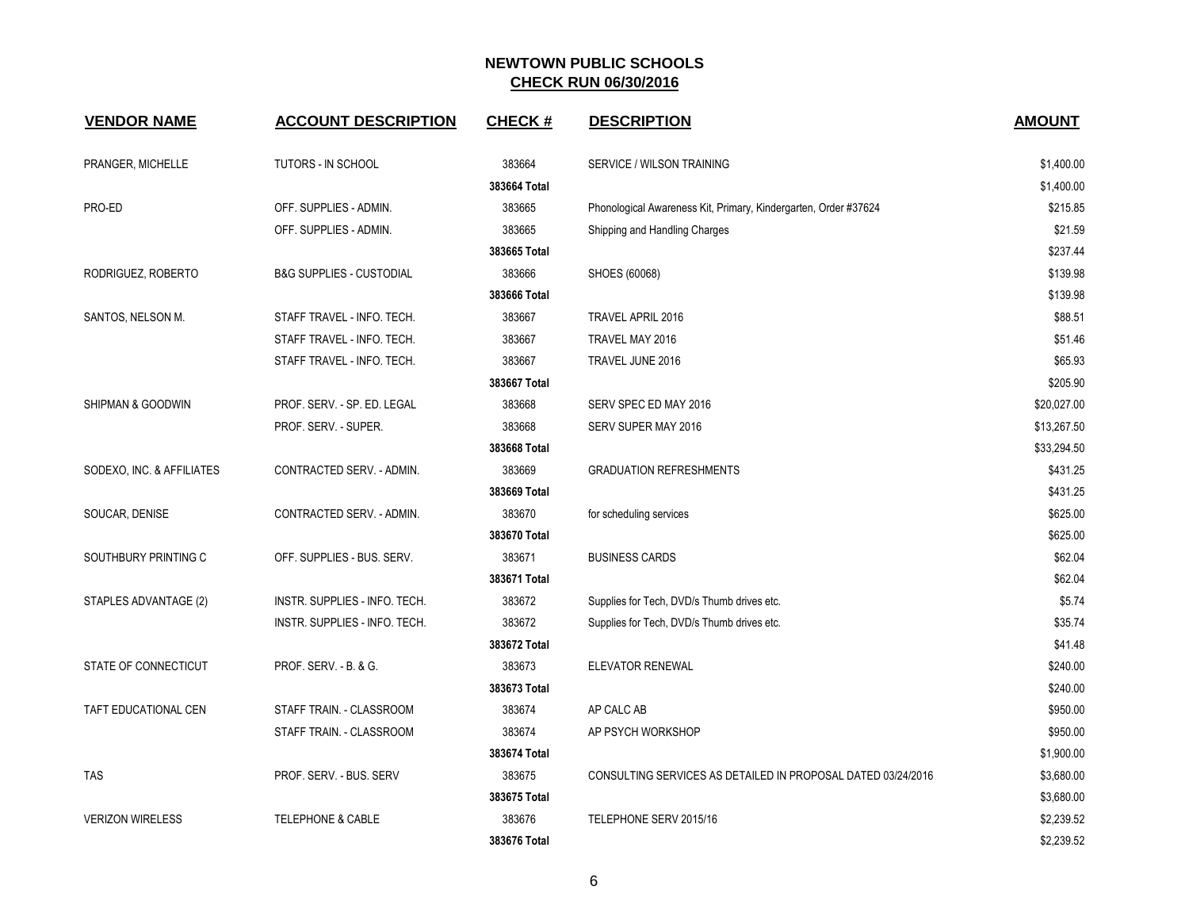## NEWTOWN PUBLIC SCHOOLS
## CHECK RUN 06/30/2016

| VENDOR NAME | ACCOUNT DESCRIPTION | CHECK # | DESCRIPTION | AMOUNT |
|---|---|---|---|---|
| PRANGER, MICHELLE | TUTORS - IN SCHOOL | 383664 | SERVICE / WILSON TRAINING | $1,400.00 |
| | | 383664 Total | | $1,400.00 |
| PRO-ED | OFF. SUPPLIES - ADMIN. | 383665 | Phonological Awareness Kit, Primary, Kindergarten, Order #37624 | $215.85 |
| | OFF. SUPPLIES - ADMIN. | 383665 | Shipping and Handling Charges | $21.59 |
| | | 383665 Total | | $237.44 |
| RODRIGUEZ, ROBERTO | B&G SUPPLIES - CUSTODIAL | 383666 | SHOES (60068) | $139.98 |
| | | 383666 Total | | $139.98 |
| SANTOS, NELSON M. | STAFF TRAVEL - INFO. TECH. | 383667 | TRAVEL APRIL 2016 | $88.51 |
| | STAFF TRAVEL - INFO. TECH. | 383667 | TRAVEL MAY 2016 | $51.46 |
| | STAFF TRAVEL - INFO. TECH. | 383667 | TRAVEL JUNE 2016 | $65.93 |
| | | 383667 Total | | $205.90 |
| SHIPMAN & GOODWIN | PROF. SERV. - SP. ED. LEGAL | 383668 | SERV SPEC ED MAY 2016 | $20,027.00 |
| | PROF. SERV. - SUPER. | 383668 | SERV SUPER MAY 2016 | $13,267.50 |
| | | 383668 Total | | $33,294.50 |
| SODEXO, INC. & AFFILIATES | CONTRACTED SERV. - ADMIN. | 383669 | GRADUATION REFRESHMENTS | $431.25 |
| | | 383669 Total | | $431.25 |
| SOUCAR, DENISE | CONTRACTED SERV. - ADMIN. | 383670 | for scheduling services | $625.00 |
| | | 383670 Total | | $625.00 |
| SOUTHBURY PRINTING C | OFF. SUPPLIES - BUS. SERV. | 383671 | BUSINESS CARDS | $62.04 |
| | | 383671 Total | | $62.04 |
| STAPLES ADVANTAGE (2) | INSTR. SUPPLIES - INFO. TECH. | 383672 | Supplies for Tech, DVD/s Thumb drives etc. | $5.74 |
| | INSTR. SUPPLIES - INFO. TECH. | 383672 | Supplies for Tech, DVD/s Thumb drives etc. | $35.74 |
| | | 383672 Total | | $41.48 |
| STATE OF CONNECTICUT | PROF. SERV. - B. & G. | 383673 | ELEVATOR RENEWAL | $240.00 |
| | | 383673 Total | | $240.00 |
| TAFT EDUCATIONAL CEN | STAFF TRAIN. - CLASSROOM | 383674 | AP CALC AB | $950.00 |
| | STAFF TRAIN. - CLASSROOM | 383674 | AP PSYCH WORKSHOP | $950.00 |
| | | 383674 Total | | $1,900.00 |
| TAS | PROF. SERV. - BUS. SERV | 383675 | CONSULTING SERVICES AS DETAILED IN PROPOSAL DATED 03/24/2016 | $3,680.00 |
| | | 383675 Total | | $3,680.00 |
| VERIZON WIRELESS | TELEPHONE & CABLE | 383676 | TELEPHONE SERV 2015/16 | $2,239.52 |
| | | 383676 Total | | $2,239.52 |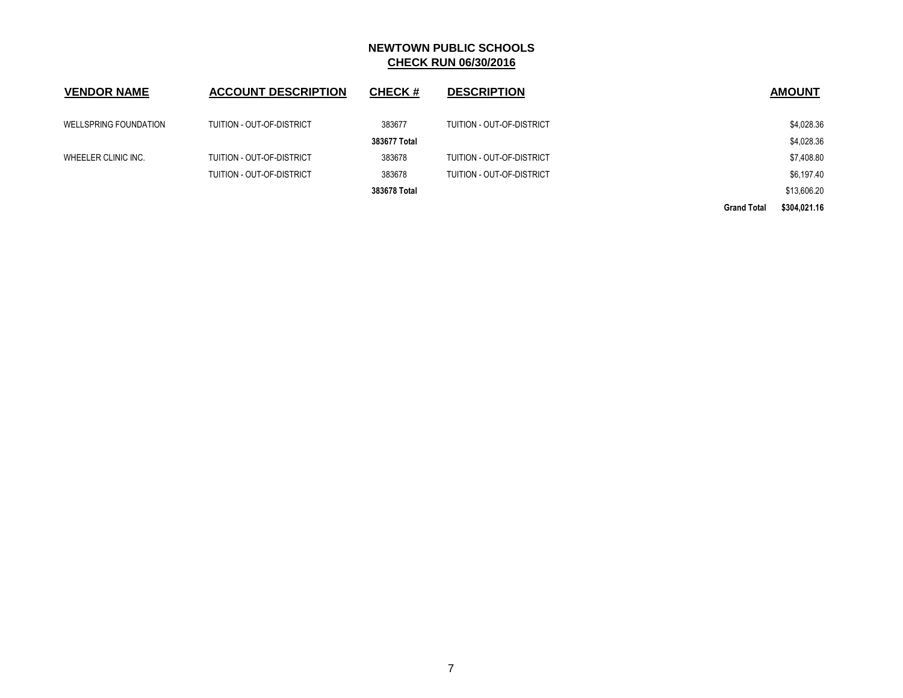**NEWTOWN PUBLIC SCHOOLS**
**CHECK RUN 06/30/2016**

| VENDOR NAME | ACCOUNT DESCRIPTION | CHECK # | DESCRIPTION | | AMOUNT |
|---|---|---|---|---|---|
| WELLSPRING FOUNDATION | TUITION - OUT-OF-DISTRICT | 383677 | TUITION - OUT-OF-DISTRICT | | $4,028.36 |
| | | **383677 Total** | | | $4,028.36 |
| WHEELER CLINIC INC. | TUITION - OUT-OF-DISTRICT | 383678 | TUITION - OUT-OF-DISTRICT | | $7,408.80 |
| | TUITION - OUT-OF-DISTRICT | 383678 | TUITION - OUT-OF-DISTRICT | | $6,197.40 |
| | | **383678 Total** | | | $13,606.20 |
| | | | | **Grand Total** | **$304,021.16** |